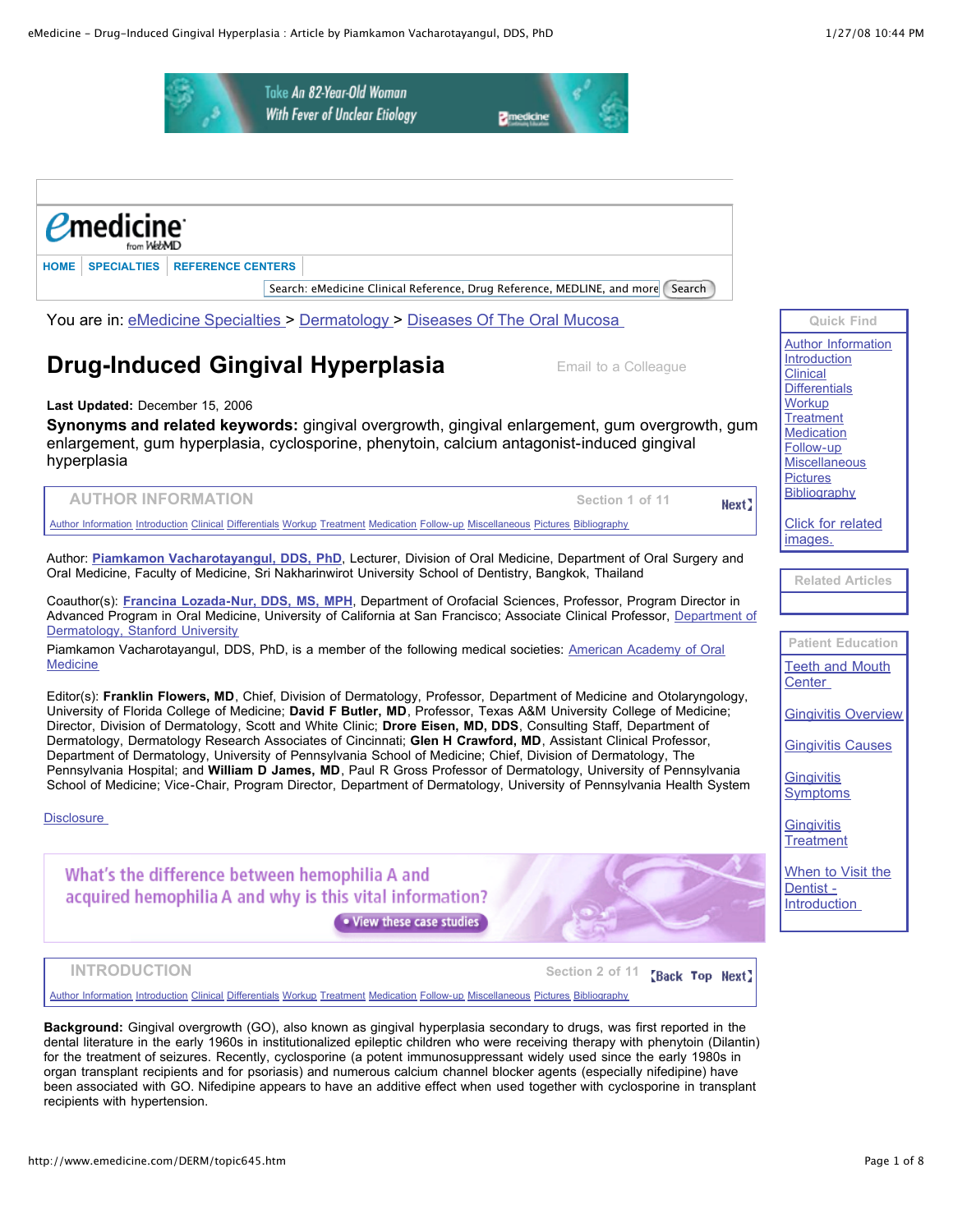You are in: eMedicine Specialties > Dermatology > Diseases Of The Oral Mucosa

# Drug-Induced Gingival Hyperplasia

**Last Updated:** December 15, 2006

**Synonyms and related keywords:** gingival overgrowth, gingival enlargement, gum overgrowth, gum enlargement, gum hyperplasia, cyclosporine, phenytoin, calcium antagonist-induced gingival hyperplasia

## AUTHOR INFORMATION

Section 1 of 11

Author: **Piamkamon Vacharotayangul, DDS, PhD**, Lecturer, Division of Oral Medicine, Department of Oral Surgery and Oral Medicine, Faculty of Medicine, Sri Nakharinwirot University School of Dentistry, Bangkok, Thailand

Coauthor(s): **Francina Lozada-Nur, DDS, MS, MPH**, Department of Orofacial Sciences, Professor, Program Director in Advanced Program in Oral Medicine, University of California at San Francisco; Associate Clinical Professor, Department of Dermatology, Stanford University

Piamkamon Vacharotayangul, DDS, PhD, is a member of the following medical societies: American Academy of Oral Medicine

Editor(s): **Franklin Flowers, MD**, Chief, Division of Dermatology, Professor, Department of Medicine and Otolaryngology, University of Florida College of Medicine; **David F Butler, MD**, Professor, Texas A&M University College of Medicine; Director, Division of Dermatology, Scott and White Clinic; **Drore Eisen, MD, DDS**, Consulting Staff, Department of Dermatology, Dermatology Research Associates of Cincinnati; **Glen H Crawford, MD**, Assistant Clinical Professor, Department of Dermatology, University of Pennsylvania School of Medicine; Chief, Division of Dermatology, The Pennsylvania Hospital; and **William D James, MD**, Paul R Gross Professor of Dermatology, University of Pennsylvania School of Medicine; Vice-Chair, Program Director, Department of Dermatology, University of Pennsylvania Health System

Disclosure

## INTRODUCTION

Section 2 of 11

**Background:** Gingival overgrowth (GO), also known as gingival hyperplasia secondary to drugs, was first reported in the dental literature in the early 1960s in institutionalized epileptic children who were receiving therapy with phenytoin (Dilantin) for the treatment of seizures. Recently, cyclosporine (a potent immunosuppressant widely used since the early 1980s in organ transplant recipients and for psoriasis) and numerous calcium channel blocker agents (especially nifedipine) have been associated with GO. Nifedipine appears to have an additive effect when used together with cyclosporine in transplant recipients with hypertension.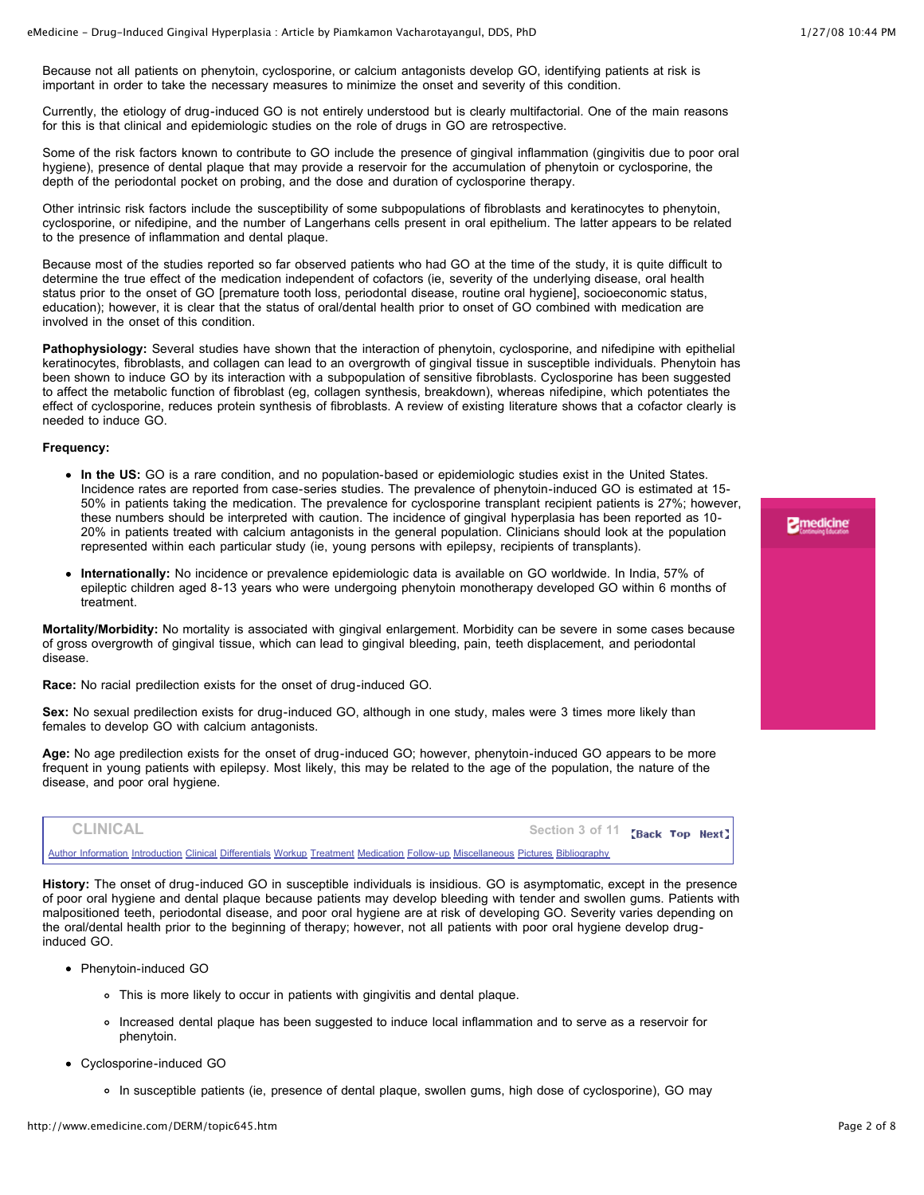Because not all patients on phenytoin, cyclosporine, or calcium antagonists develop GO, identifying patients at risk is important in order to take the necessary measures to minimize the onset and severity of this condition.

Currently, the etiology of drug-induced GO is not entirely understood but is clearly multifactorial. One of the main reasons for this is that clinical and epidemiologic studies on the role of drugs in GO are retrospective.

Some of the risk factors known to contribute to GO include the presence of gingival inflammation (gingivitis due to poor oral hygiene), presence of dental plaque that may provide a reservoir for the accumulation of phenytoin or cyclosporine, the depth of the periodontal pocket on probing, and the dose and duration of cyclosporine therapy.

Other intrinsic risk factors include the susceptibility of some subpopulations of fibroblasts and keratinocytes to phenytoin, cyclosporine, or nifedipine, and the number of Langerhans cells present in oral epithelium. The latter appears to be related to the presence of inflammation and dental plaque.

Because most of the studies reported so far observed patients who had GO at the time of the study, it is quite difficult to determine the true effect of the medication independent of cofactors (ie, severity of the underlying disease, oral health status prior to the onset of GO [premature tooth loss, periodontal disease, routine oral hygiene], socioeconomic status, education); however, it is clear that the status of oral/dental health prior to onset of GO combined with medication are involved in the onset of this condition.

**Pathophysiology:** Several studies have shown that the interaction of phenytoin, cyclosporine, and nifedipine with epithelial keratinocytes, fibroblasts, and collagen can lead to an overgrowth of gingival tissue in susceptible individuals. Phenytoin has been shown to induce GO by its interaction with a subpopulation of sensitive fibroblasts. Cyclosporine has been suggested to affect the metabolic function of fibroblast (eg, collagen synthesis, breakdown), whereas nifedipine, which potentiates the effect of cyclosporine, reduces protein synthesis of fibroblasts. A review of existing literature shows that a cofactor clearly is needed to induce GO.

**Frequency:**

- **In the US:** GO is a rare condition, and no population-based or epidemiologic studies exist in the United States. Incidence rates are reported from case-series studies. The prevalence of phenytoin-induced GO is estimated at 15-50% in patients taking the medication. The prevalence for cyclosporine transplant recipient patients is 27%; however, these numbers should be interpreted with caution. The incidence of gingival hyperplasia has been reported as 10-20% in patients treated with calcium antagonists in the general population. Clinicians should look at the population represented within each particular study (ie, young persons with epilepsy, recipients of transplants).
- **Internationally:** No incidence or prevalence epidemiologic data is available on GO worldwide. In India, 57% of epileptic children aged 8-13 years who were undergoing phenytoin monotherapy developed GO within 6 months of treatment.

**Mortality/Morbidity:** No mortality is associated with gingival enlargement. Morbidity can be severe in some cases because of gross overgrowth of gingival tissue, which can lead to gingival bleeding, pain, teeth displacement, and periodontal disease.

**Race:** No racial predilection exists for the onset of drug-induced GO.

**Sex:** No sexual predilection exists for drug-induced GO, although in one study, males were 3 times more likely than females to develop GO with calcium antagonists.

**Age:** No age predilection exists for the onset of drug-induced GO; however, phenytoin-induced GO appears to be more frequent in young patients with epilepsy. Most likely, this may be related to the age of the population, the nature of the disease, and poor oral hygiene.

## CLINICAL

Section 3 of 11 [Back Top Next]

Author Information Introduction Clinical Differentials Workup Treatment Medication Follow-up Miscellaneous Pictures Bibliography

**History:** The onset of drug-induced GO in susceptible individuals is insidious. GO is asymptomatic, except in the presence of poor oral hygiene and dental plaque because patients may develop bleeding with tender and swollen gums. Patients with malpositioned teeth, periodontal disease, and poor oral hygiene are at risk of developing GO. Severity varies depending on the oral/dental health prior to the beginning of therapy; however, not all patients with poor oral hygiene develop drug-induced GO.

- Phenytoin-induced GO
  - This is more likely to occur in patients with gingivitis and dental plaque.
  - Increased dental plaque has been suggested to induce local inflammation and to serve as a reservoir for phenytoin.
- Cyclosporine-induced GO
  - In susceptible patients (ie, presence of dental plaque, swollen gums, high dose of cyclosporine), GO may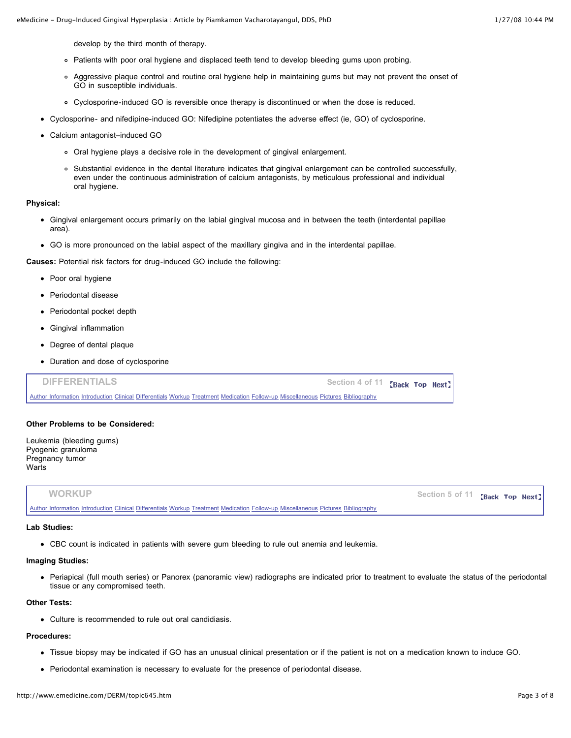develop by the third month of therapy.

    - Patients with poor oral hygiene and displaced teeth tend to develop bleeding gums upon probing.
    - Aggressive plaque control and routine oral hygiene help in maintaining gums but may not prevent the onset of GO in susceptible individuals.
    - Cyclosporine-induced GO is reversible once therapy is discontinued or when the dose is reduced.

- Cyclosporine- and nifedipine-induced GO: Nifedipine potentiates the adverse effect (ie, GO) of cyclosporine.
- Calcium antagonist–induced GO
    - Oral hygiene plays a decisive role in the development of gingival enlargement.
    - Substantial evidence in the dental literature indicates that gingival enlargement can be controlled successfully, even under the continuous administration of calcium antagonists, by meticulous professional and individual oral hygiene.

**Physical:**

- Gingival enlargement occurs primarily on the labial gingival mucosa and in between the teeth (interdental papillae area).
- GO is more pronounced on the labial aspect of the maxillary gingiva and in the interdental papillae.

**Causes:** Potential risk factors for drug-induced GO include the following:

- Poor oral hygiene
- Periodontal disease
- Periodontal pocket depth
- Gingival inflammation
- Degree of dental plaque
- Duration and dose of cyclosporine

## DIFFERENTIALS

Section 4 of 11

Author Information Introduction Clinical Differentials Workup Treatment Medication Follow-up Miscellaneous Pictures Bibliography

**Other Problems to be Considered:**

Leukemia (bleeding gums)
Pyogenic granuloma
Pregnancy tumor
Warts

## WORKUP

Section 5 of 11

Author Information Introduction Clinical Differentials Workup Treatment Medication Follow-up Miscellaneous Pictures Bibliography

**Lab Studies:**

- CBC count is indicated in patients with severe gum bleeding to rule out anemia and leukemia.

**Imaging Studies:**

- Periapical (full mouth series) or Panorex (panoramic view) radiographs are indicated prior to treatment to evaluate the status of the periodontal tissue or any compromised teeth.

**Other Tests:**

- Culture is recommended to rule out oral candidiasis.

**Procedures:**

- Tissue biopsy may be indicated if GO has an unusual clinical presentation or if the patient is not on a medication known to induce GO.
- Periodontal examination is necessary to evaluate for the presence of periodontal disease.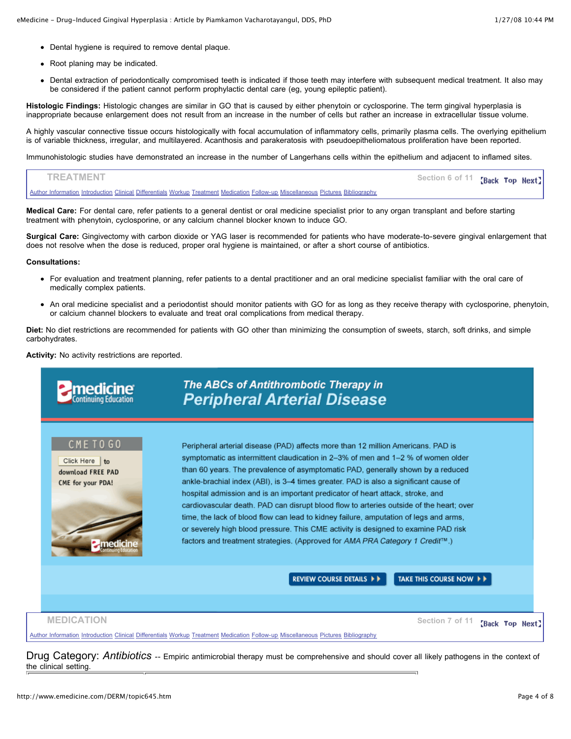- Dental hygiene is required to remove dental plaque.
- Root planing may be indicated.
- Dental extraction of periodontically compromised teeth is indicated if those teeth may interfere with subsequent medical treatment. It also may be considered if the patient cannot perform prophylactic dental care (eg, young epileptic patient).

**Histologic Findings:** Histologic changes are similar in GO that is caused by either phenytoin or cyclosporine. The term gingival hyperplasia is inappropriate because enlargement does not result from an increase in the number of cells but rather an increase in extracellular tissue volume.

A highly vascular connective tissue occurs histologically with focal accumulation of inflammatory cells, primarily plasma cells. The overlying epithelium is of variable thickness, irregular, and multilayered. Acanthosis and parakeratosis with pseudoepitheliomatous proliferation have been reported.

Immunohistologic studies have demonstrated an increase in the number of Langerhans cells within the epithelium and adjacent to inflamed sites.

## TREATMENT

Section 6 of 11 [Back Top Next]

Author Information Introduction Clinical Differentials Workup Treatment Medication Follow-up Miscellaneous Pictures Bibliography

**Medical Care:** For dental care, refer patients to a general dentist or oral medicine specialist prior to any organ transplant and before starting treatment with phenytoin, cyclosporine, or any calcium channel blocker known to induce GO.

**Surgical Care:** Gingivectomy with carbon dioxide or YAG laser is recommended for patients who have moderate-to-severe gingival enlargement that does not resolve when the dose is reduced, proper oral hygiene is maintained, or after a short course of antibiotics.

**Consultations:**

- For evaluation and treatment planning, refer patients to a dental practitioner and an oral medicine specialist familiar with the oral care of medically complex patients.
- An oral medicine specialist and a periodontist should monitor patients with GO for as long as they receive therapy with cyclosporine, phenytoin, or calcium channel blockers to evaluate and treat oral complications from medical therapy.

**Diet:** No diet restrictions are recommended for patients with GO other than minimizing the consumption of sweets, starch, soft drinks, and simple carbohydrates.

**Activity:** No activity restrictions are reported.

emedicine Continuing Education

*The ABCs of Antithrombotic Therapy in* ***Peripheral Arterial Disease***

CME TO GO

Click Here to download FREE PAD CME for your PDA!

Peripheral arterial disease (PAD) affects more than 12 million Americans. PAD is symptomatic as intermittent claudication in 2–3% of men and 1–2 % of women older than 60 years. The prevalence of asymptomatic PAD, generally shown by a reduced ankle-brachial index (ABI), is 3–4 times greater. PAD is also a significant cause of hospital admission and is an important predictor of heart attack, stroke, and cardiovascular death. PAD can disrupt blood flow to arteries outside of the heart; over time, the lack of blood flow can lead to kidney failure, amputation of legs and arms, or severely high blood pressure. This CME activity is designed to examine PAD risk factors and treatment strategies. (Approved for *AMA PRA Category 1 Credit*™.)

REVIEW COURSE DETAILS ▸▸ TAKE THIS COURSE NOW ▸▸

## MEDICATION

Section 7 of 11 [Back Top Next]

Author Information Introduction Clinical Differentials Workup Treatment Medication Follow-up Miscellaneous Pictures Bibliography

Drug Category: *Antibiotics* -- Empiric antimicrobial therapy must be comprehensive and should cover all likely pathogens in the context of the clinical setting.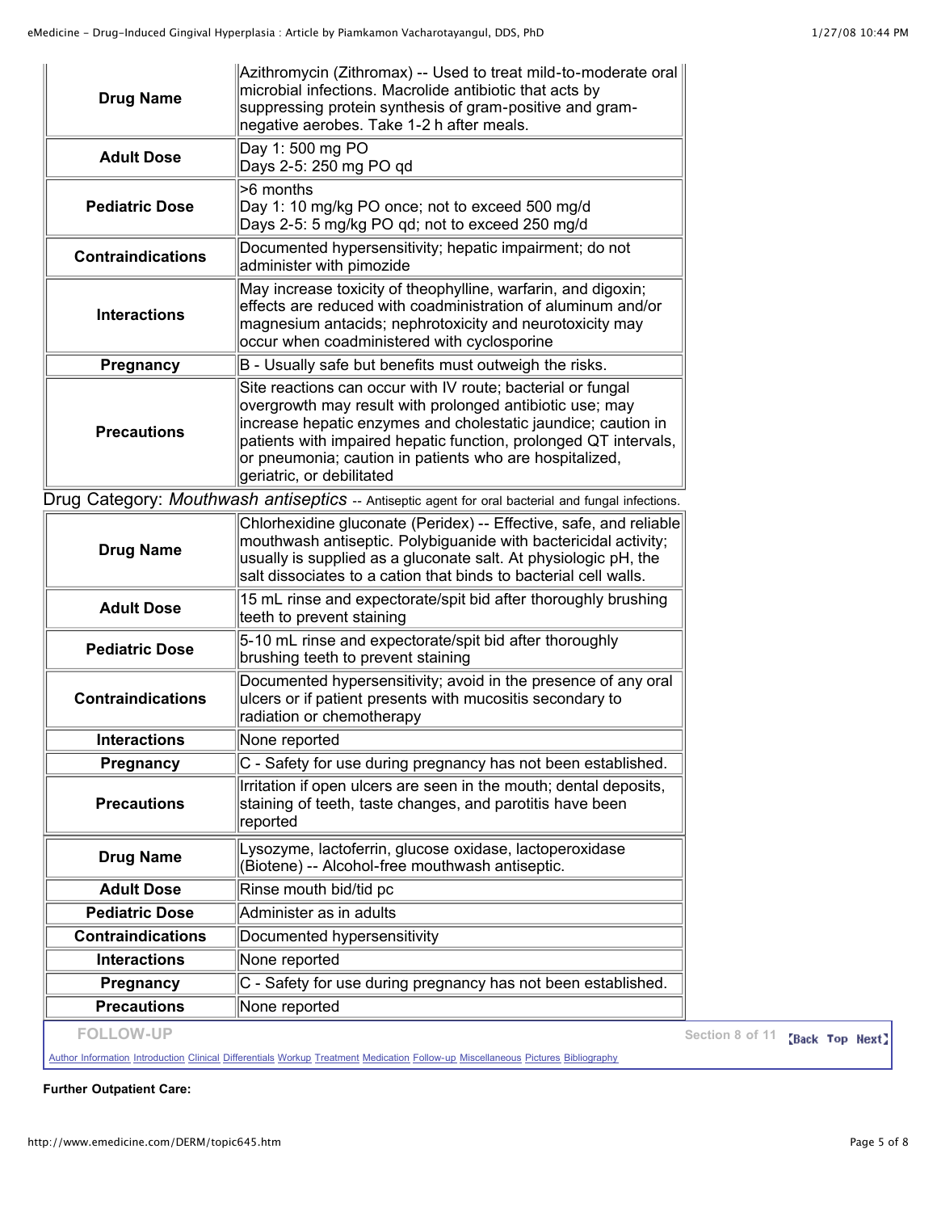| Drug Name | Azithromycin (Zithromax) -- Used to treat mild-to-moderate oral microbial infections. Macrolide antibiotic that acts by suppressing protein synthesis of gram-positive and gram-negative aerobes. Take 1-2 h after meals. |
|---|---|
| **Adult Dose** | Day 1: 500 mg PO<br>Days 2-5: 250 mg PO qd |
| **Pediatric Dose** | >6 months<br>Day 1: 10 mg/kg PO once; not to exceed 500 mg/d<br>Days 2-5: 5 mg/kg PO qd; not to exceed 250 mg/d |
| **Contraindications** | Documented hypersensitivity; hepatic impairment; do not administer with pimozide |
| **Interactions** | May increase toxicity of theophylline, warfarin, and digoxin; effects are reduced with coadministration of aluminum and/or magnesium antacids; nephrotoxicity and neurotoxicity may occur when coadministered with cyclosporine |
| **Pregnancy** | B - Usually safe but benefits must outweigh the risks. |
| **Precautions** | Site reactions can occur with IV route; bacterial or fungal overgrowth may result with prolonged antibiotic use; may increase hepatic enzymes and cholestatic jaundice; caution in patients with impaired hepatic function, prolonged QT intervals, or pneumonia; caution in patients who are hospitalized, geriatric, or debilitated |

Drug Category: *Mouthwash antiseptics* -- Antiseptic agent for oral bacterial and fungal infections.

| Drug Name | Chlorhexidine gluconate (Peridex) -- Effective, safe, and reliable mouthwash antiseptic. Polybiguanide with bactericidal activity; usually is supplied as a gluconate salt. At physiologic pH, the salt dissociates to a cation that binds to bacterial cell walls. |
|---|---|
| **Adult Dose** | 15 mL rinse and expectorate/spit bid after thoroughly brushing teeth to prevent staining |
| **Pediatric Dose** | 5-10 mL rinse and expectorate/spit bid after thoroughly brushing teeth to prevent staining |
| **Contraindications** | Documented hypersensitivity; avoid in the presence of any oral ulcers or if patient presents with mucositis secondary to radiation or chemotherapy |
| **Interactions** | None reported |
| **Pregnancy** | C - Safety for use during pregnancy has not been established. |
| **Precautions** | Irritation if open ulcers are seen in the mouth; dental deposits, staining of teeth, taste changes, and parotitis have been reported |

| Drug Name | Lysozyme, lactoferrin, glucose oxidase, lactoperoxidase (Biotene) -- Alcohol-free mouthwash antiseptic. |
|---|---|
| **Adult Dose** | Rinse mouth bid/tid pc |
| **Pediatric Dose** | Administer as in adults |
| **Contraindications** | Documented hypersensitivity |
| **Interactions** | None reported |
| **Pregnancy** | C - Safety for use during pregnancy has not been established. |
| **Precautions** | None reported |

## FOLLOW-UP

Section 8 of 11

Author Information Introduction Clinical Differentials Workup Treatment Medication Follow-up Miscellaneous Pictures Bibliography

**Further Outpatient Care:**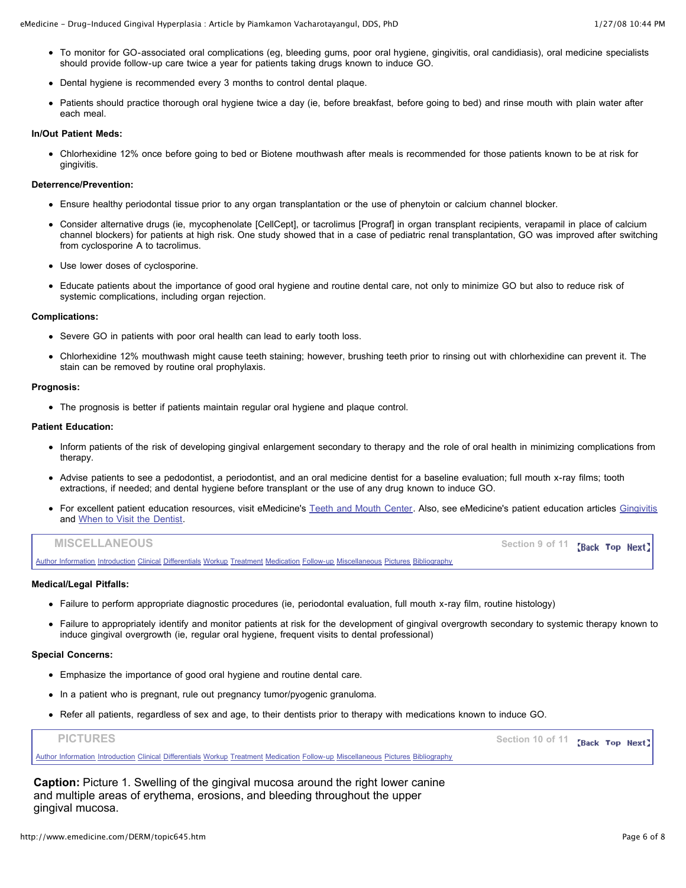- To monitor for GO-associated oral complications (eg, bleeding gums, poor oral hygiene, gingivitis, oral candidiasis), oral medicine specialists should provide follow-up care twice a year for patients taking drugs known to induce GO.
- Dental hygiene is recommended every 3 months to control dental plaque.
- Patients should practice thorough oral hygiene twice a day (ie, before breakfast, before going to bed) and rinse mouth with plain water after each meal.

**In/Out Patient Meds:**

- Chlorhexidine 12% once before going to bed or Biotene mouthwash after meals is recommended for those patients known to be at risk for gingivitis.

**Deterrence/Prevention:**

- Ensure healthy periodontal tissue prior to any organ transplantation or the use of phenytoin or calcium channel blocker.
- Consider alternative drugs (ie, mycophenolate [CellCept], or tacrolimus [Prograf] in organ transplant recipients, verapamil in place of calcium channel blockers) for patients at high risk. One study showed that in a case of pediatric renal transplantation, GO was improved after switching from cyclosporine A to tacrolimus.
- Use lower doses of cyclosporine.
- Educate patients about the importance of good oral hygiene and routine dental care, not only to minimize GO but also to reduce risk of systemic complications, including organ rejection.

**Complications:**

- Severe GO in patients with poor oral health can lead to early tooth loss.
- Chlorhexidine 12% mouthwash might cause teeth staining; however, brushing teeth prior to rinsing out with chlorhexidine can prevent it. The stain can be removed by routine oral prophylaxis.

**Prognosis:**

- The prognosis is better if patients maintain regular oral hygiene and plaque control.

**Patient Education:**

- Inform patients of the risk of developing gingival enlargement secondary to therapy and the role of oral health in minimizing complications from therapy.
- Advise patients to see a pedodontist, a periodontist, and an oral medicine dentist for a baseline evaluation; full mouth x-ray films; tooth extractions, if needed; and dental hygiene before transplant or the use of any drug known to induce GO.
- For excellent patient education resources, visit eMedicine's Teeth and Mouth Center. Also, see eMedicine's patient education articles Gingivitis and When to Visit the Dentist.

## MISCELLANEOUS

Section 9 of 11

Author Information Introduction Clinical Differentials Workup Treatment Medication Follow-up Miscellaneous Pictures Bibliography

**Medical/Legal Pitfalls:**

- Failure to perform appropriate diagnostic procedures (ie, periodontal evaluation, full mouth x-ray film, routine histology)
- Failure to appropriately identify and monitor patients at risk for the development of gingival overgrowth secondary to systemic therapy known to induce gingival overgrowth (ie, regular oral hygiene, frequent visits to dental professional)

**Special Concerns:**

- Emphasize the importance of good oral hygiene and routine dental care.
- In a patient who is pregnant, rule out pregnancy tumor/pyogenic granuloma.
- Refer all patients, regardless of sex and age, to their dentists prior to therapy with medications known to induce GO.

## PICTURES

Section 10 of 11

Author Information Introduction Clinical Differentials Workup Treatment Medication Follow-up Miscellaneous Pictures Bibliography

**Caption:** Picture 1. Swelling of the gingival mucosa around the right lower canine and multiple areas of erythema, erosions, and bleeding throughout the upper gingival mucosa.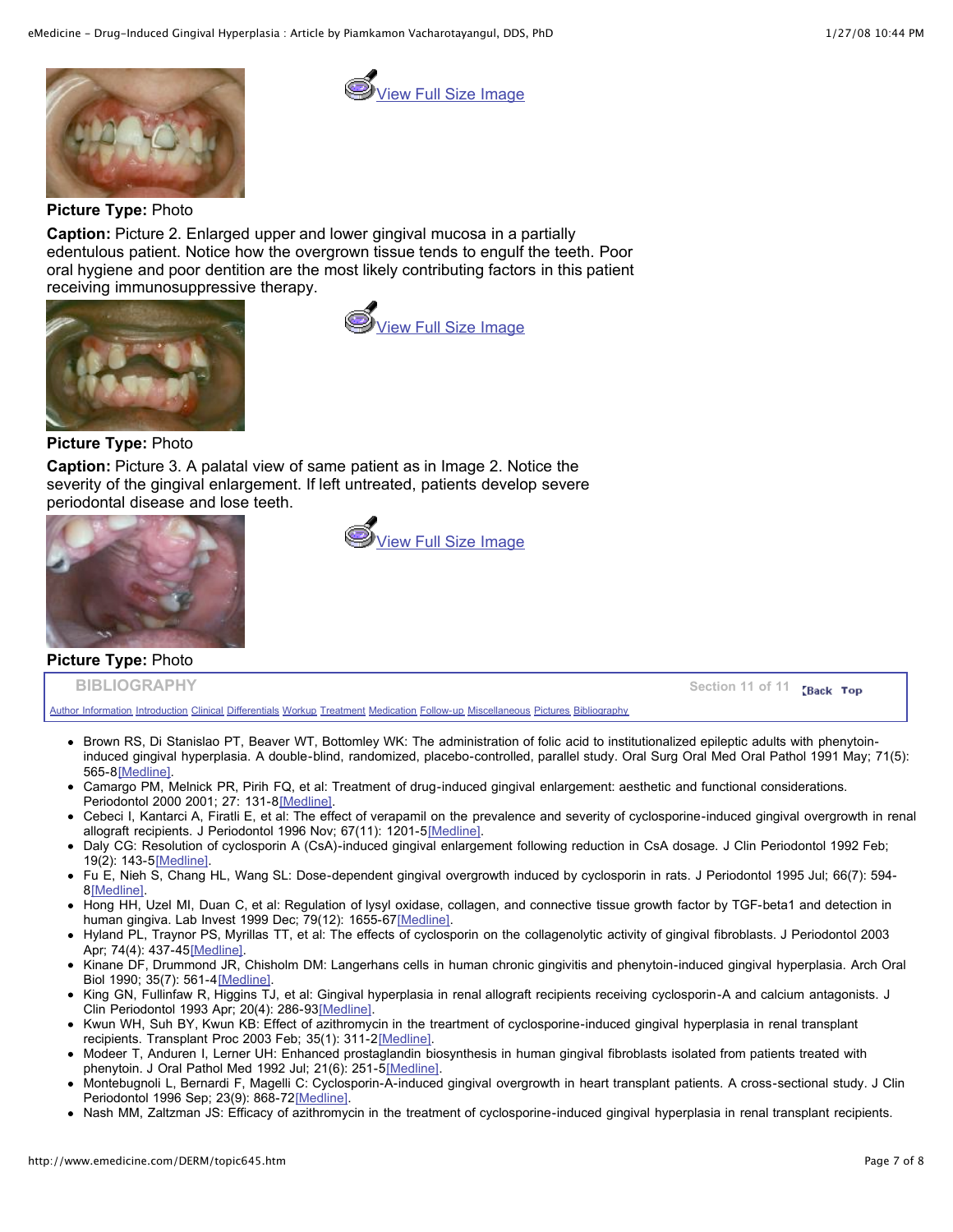View Full Size Image

**Picture Type:** Photo

**Caption:** Picture 2. Enlarged upper and lower gingival mucosa in a partially edentulous patient. Notice how the overgrown tissue tends to engulf the teeth. Poor oral hygiene and poor dentition are the most likely contributing factors in this patient receiving immunosuppressive therapy.

View Full Size Image

**Picture Type:** Photo

**Caption:** Picture 3. A palatal view of same patient as in Image 2. Notice the severity of the gingival enlargement. If left untreated, patients develop severe periodontal disease and lose teeth.

View Full Size Image

**Picture Type:** Photo

## BIBLIOGRAPHY

Section 11 of 11 Back Top

Author Information Introduction Clinical Differentials Workup Treatment Medication Follow-up Miscellaneous Pictures Bibliography

- Brown RS, Di Stanislao PT, Beaver WT, Bottomley WK: The administration of folic acid to institutionalized epileptic adults with phenytoin-induced gingival hyperplasia. A double-blind, randomized, placebo-controlled, parallel study. Oral Surg Oral Med Oral Pathol 1991 May; 71(5): 565-8[Medline].
- Camargo PM, Melnick PR, Pirih FQ, et al: Treatment of drug-induced gingival enlargement: aesthetic and functional considerations. Periodontol 2000 2001; 27: 131-8[Medline].
- Cebeci I, Kantarci A, Firatli E, et al: The effect of verapamil on the prevalence and severity of cyclosporine-induced gingival overgrowth in renal allograft recipients. J Periodontol 1996 Nov; 67(11): 1201-5[Medline].
- Daly CG: Resolution of cyclosporin A (CsA)-induced gingival enlargement following reduction in CsA dosage. J Clin Periodontol 1992 Feb; 19(2): 143-5[Medline].
- Fu E, Nieh S, Chang HL, Wang SL: Dose-dependent gingival overgrowth induced by cyclosporin in rats. J Periodontol 1995 Jul; 66(7): 594-8[Medline].
- Hong HH, Uzel MI, Duan C, et al: Regulation of lysyl oxidase, collagen, and connective tissue growth factor by TGF-beta1 and detection in human gingiva. Lab Invest 1999 Dec; 79(12): 1655-67[Medline].
- Hyland PL, Traynor PS, Myrillas TT, et al: The effects of cyclosporin on the collagenolytic activity of gingival fibroblasts. J Periodontol 2003 Apr; 74(4): 437-45[Medline].
- Kinane DF, Drummond JR, Chisholm DM: Langerhans cells in human chronic gingivitis and phenytoin-induced gingival hyperplasia. Arch Oral Biol 1990; 35(7): 561-4[Medline].
- King GN, Fullinfaw R, Higgins TJ, et al: Gingival hyperplasia in renal allograft recipients receiving cyclosporin-A and calcium antagonists. J Clin Periodontol 1993 Apr; 20(4): 286-93[Medline].
- Kwun WH, Suh BY, Kwun KB: Effect of azithromycin in the treartment of cyclosporine-induced gingival hyperplasia in renal transplant recipients. Transplant Proc 2003 Feb; 35(1): 311-2[Medline].
- Modeer T, Anduren I, Lerner UH: Enhanced prostaglandin biosynthesis in human gingival fibroblasts isolated from patients treated with phenytoin. J Oral Pathol Med 1992 Jul; 21(6): 251-5[Medline].
- Montebugnoli L, Bernardi F, Magelli C: Cyclosporin-A-induced gingival overgrowth in heart transplant patients. A cross-sectional study. J Clin Periodontol 1996 Sep; 23(9): 868-72[Medline].
- Nash MM, Zaltzman JS: Efficacy of azithromycin in the treatment of cyclosporine-induced gingival hyperplasia in renal transplant recipients.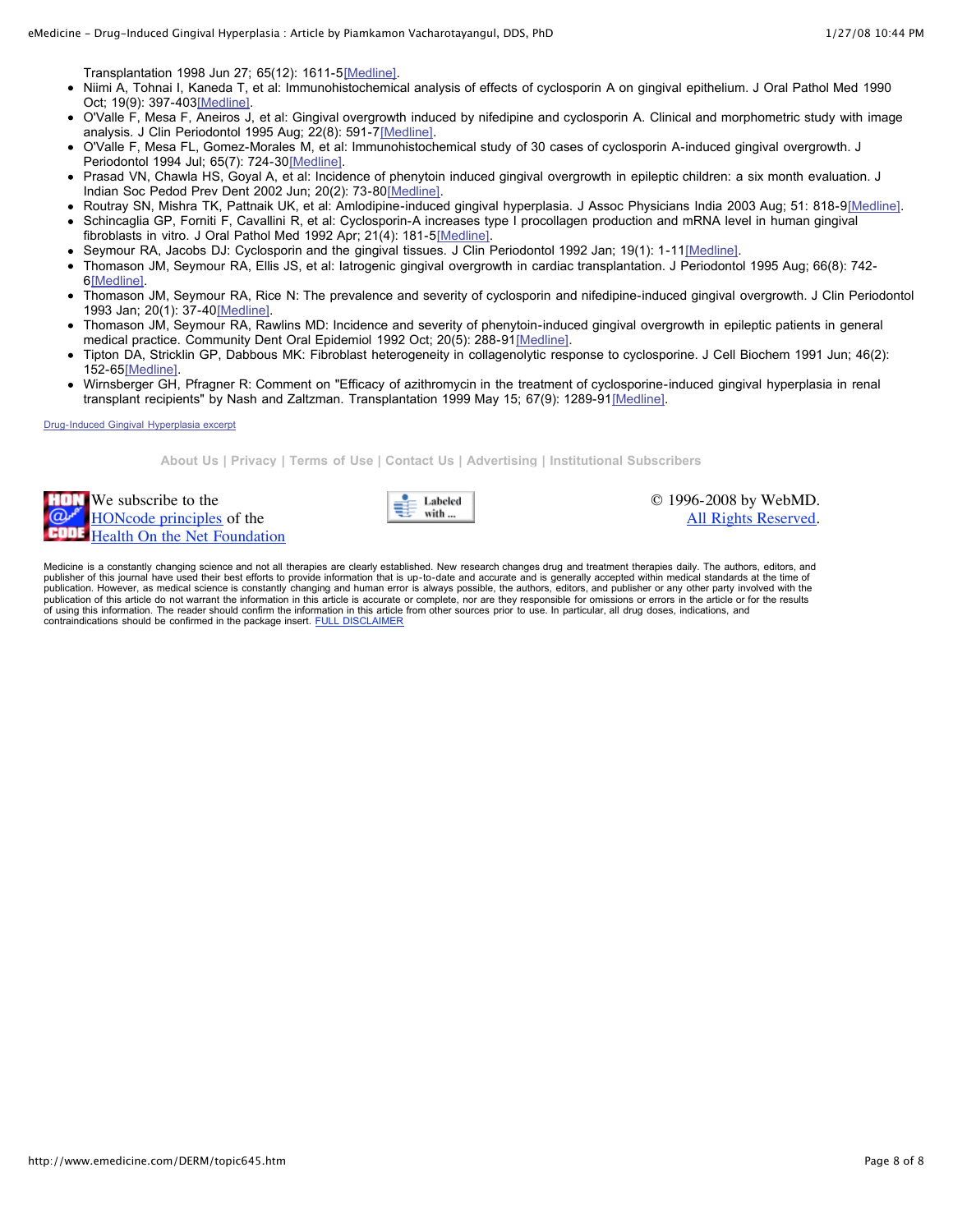Transplantation 1998 Jun 27; 65(12): 1611-5[Medline].

- Niimi A, Tohnai I, Kaneda T, et al: Immunohistochemical analysis of effects of cyclosporin A on gingival epithelium. J Oral Pathol Med 1990 Oct; 19(9): 397-403[Medline].
- O'Valle F, Mesa F, Aneiros J, et al: Gingival overgrowth induced by nifedipine and cyclosporin A. Clinical and morphometric study with image analysis. J Clin Periodontol 1995 Aug; 22(8): 591-7[Medline].
- O'Valle F, Mesa FL, Gomez-Morales M, et al: Immunohistochemical study of 30 cases of cyclosporin A-induced gingival overgrowth. J Periodontol 1994 Jul; 65(7): 724-30[Medline].
- Prasad VN, Chawla HS, Goyal A, et al: Incidence of phenytoin induced gingival overgrowth in epileptic children: a six month evaluation. J Indian Soc Pedod Prev Dent 2002 Jun; 20(2): 73-80[Medline].
- Routray SN, Mishra TK, Pattnaik UK, et al: Amlodipine-induced gingival hyperplasia. J Assoc Physicians India 2003 Aug; 51: 818-9[Medline].
- Schincaglia GP, Forniti F, Cavallini R, et al: Cyclosporin-A increases type I procollagen production and mRNA level in human gingival fibroblasts in vitro. J Oral Pathol Med 1992 Apr; 21(4): 181-5[Medline].
- Seymour RA, Jacobs DJ: Cyclosporin and the gingival tissues. J Clin Periodontol 1992 Jan; 19(1): 1-11[Medline].
- Thomason JM, Seymour RA, Ellis JS, et al: Iatrogenic gingival overgrowth in cardiac transplantation. J Periodontol 1995 Aug; 66(8): 742-6[Medline].
- Thomason JM, Seymour RA, Rice N: The prevalence and severity of cyclosporin and nifedipine-induced gingival overgrowth. J Clin Periodontol 1993 Jan; 20(1): 37-40[Medline].
- Thomason JM, Seymour RA, Rawlins MD: Incidence and severity of phenytoin-induced gingival overgrowth in epileptic patients in general medical practice. Community Dent Oral Epidemiol 1992 Oct; 20(5): 288-91[Medline].
- Tipton DA, Stricklin GP, Dabbous MK: Fibroblast heterogeneity in collagenolytic response to cyclosporine. J Cell Biochem 1991 Jun; 46(2): 152-65[Medline].
- Wirnsberger GH, Pfragner R: Comment on "Efficacy of azithromycin in the treatment of cyclosporine-induced gingival hyperplasia in renal transplant recipients" by Nash and Zaltzman. Transplantation 1999 May 15; 67(9): 1289-91[Medline].

Drug-Induced Gingival Hyperplasia excerpt

About Us | Privacy | Terms of Use | Contact Us | Advertising | Institutional Subscribers

We subscribe to the HONcode principles of the Health On the Net Foundation

Labeled with ...

© 1996-2008 by WebMD. All Rights Reserved.

Medicine is a constantly changing science and not all therapies are clearly established. New research changes drug and treatment therapies daily. The authors, editors, and publisher of this journal have used their best efforts to provide information that is up-to-date and accurate and is generally accepted within medical standards at the time of publication. However, as medical science is constantly changing and human error is always possible, the authors, editors, and publisher or any other party involved with the publication of this article do not warrant the information in this article is accurate or complete, nor are they responsible for omissions or errors in the article or for the results of using this information. The reader should confirm the information in this article from other sources prior to use. In particular, all drug doses, indications, and contraindications should be confirmed in the package insert. FULL DISCLAIMER